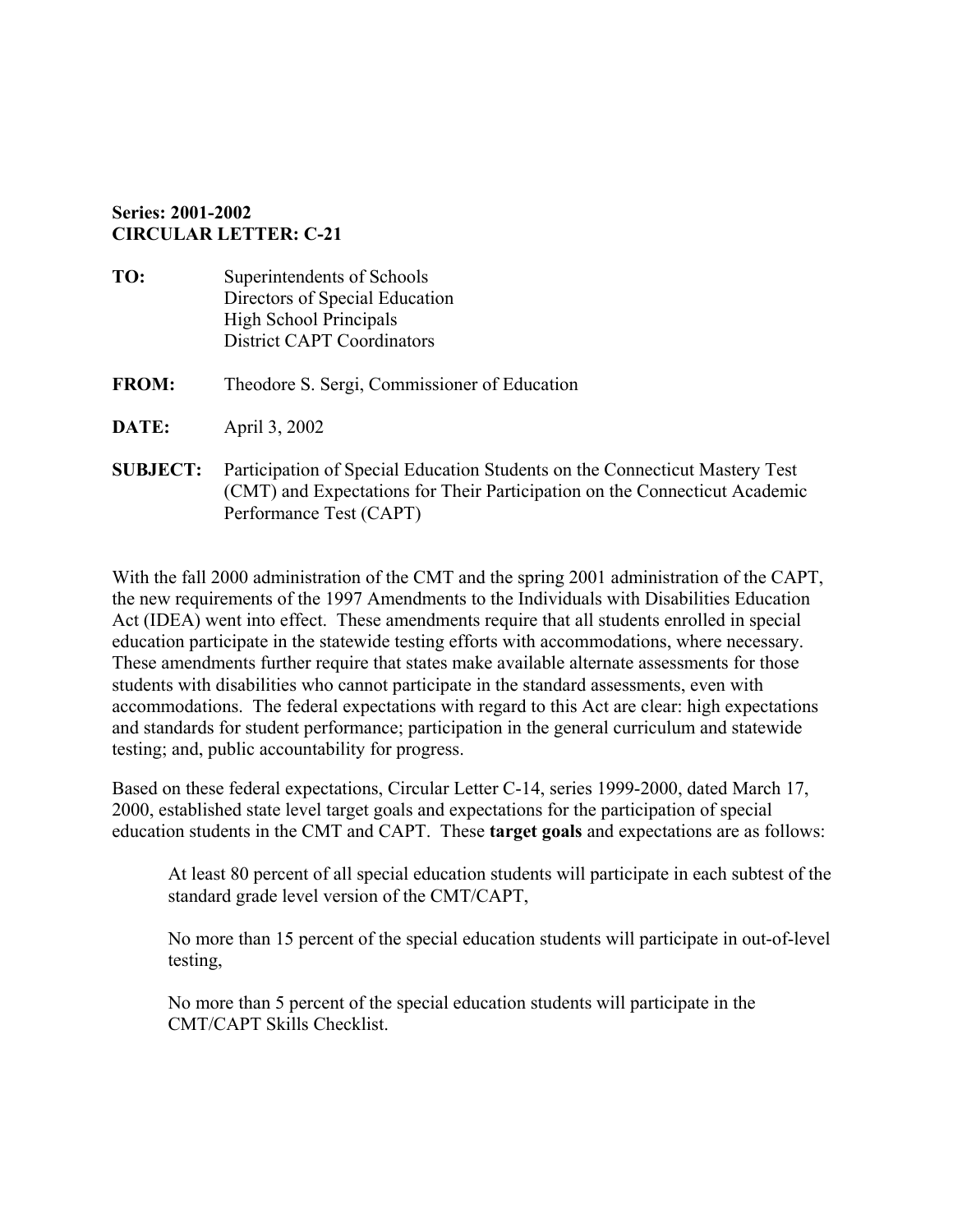**Series: 2001-2002**
**CIRCULAR LETTER: C-21**

**TO:** Superintendents of Schools
Directors of Special Education
High School Principals
District CAPT Coordinators

**FROM:** Theodore S. Sergi, Commissioner of Education

**DATE:** April 3, 2002

**SUBJECT:** Participation of Special Education Students on the Connecticut Mastery Test (CMT) and Expectations for Their Participation on the Connecticut Academic Performance Test (CAPT)

With the fall 2000 administration of the CMT and the spring 2001 administration of the CAPT, the new requirements of the 1997 Amendments to the Individuals with Disabilities Education Act (IDEA) went into effect. These amendments require that all students enrolled in special education participate in the statewide testing efforts with accommodations, where necessary. These amendments further require that states make available alternate assessments for those students with disabilities who cannot participate in the standard assessments, even with accommodations. The federal expectations with regard to this Act are clear: high expectations and standards for student performance; participation in the general curriculum and statewide testing; and, public accountability for progress.

Based on these federal expectations, Circular Letter C-14, series 1999-2000, dated March 17, 2000, established state level target goals and expectations for the participation of special education students in the CMT and CAPT. These **target goals** and expectations are as follows:

> At least 80 percent of all special education students will participate in each subtest of the standard grade level version of the CMT/CAPT,
>
> No more than 15 percent of the special education students will participate in out-of-level testing,
>
> No more than 5 percent of the special education students will participate in the CMT/CAPT Skills Checklist.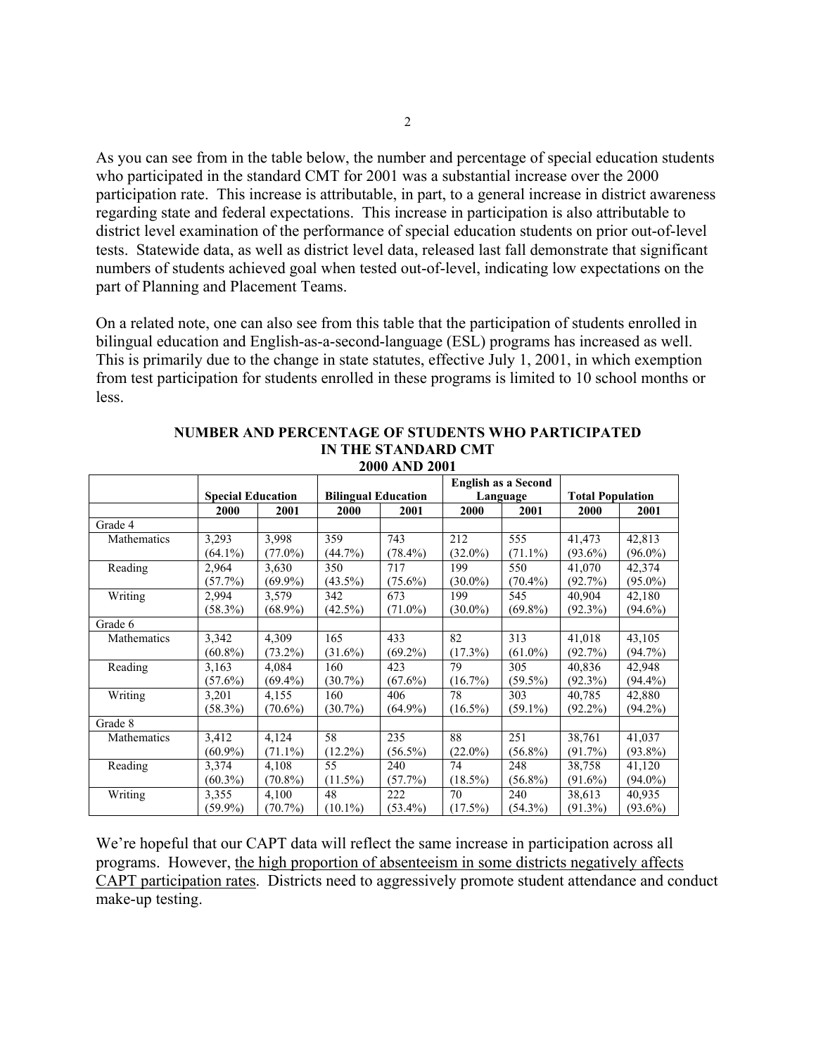As you can see from in the table below, the number and percentage of special education students who participated in the standard CMT for 2001 was a substantial increase over the 2000 participation rate. This increase is attributable, in part, to a general increase in district awareness regarding state and federal expectations. This increase in participation is also attributable to district level examination of the performance of special education students on prior out-of-level tests. Statewide data, as well as district level data, released last fall demonstrate that significant numbers of students achieved goal when tested out-of-level, indicating low expectations on the part of Planning and Placement Teams.

On a related note, one can also see from this table that the participation of students enrolled in bilingual education and English-as-a-second-language (ESL) programs has increased as well. This is primarily due to the change in state statutes, effective July 1, 2001, in which exemption from test participation for students enrolled in these programs is limited to 10 school months or less.

**NUMBER AND PERCENTAGE OF STUDENTS WHO PARTICIPATED IN THE STANDARD CMT 2000 AND 2001**

| | **Special Education** | | **Bilingual Education** | | **English as a Second Language** | | **Total Population** | |
|---|---|---|---|---|---|---|---|---|
| | **2000** | **2001** | **2000** | **2001** | **2000** | **2001** | **2000** | **2001** |
| Grade 4 | | | | | | | | |
| Mathematics | 3,293 (64.1%) | 3,998 (77.0%) | 359 (44.7%) | 743 (78.4%) | 212 (32.0%) | 555 (71.1%) | 41,473 (93.6%) | 42,813 (96.0%) |
| Reading | 2,964 (57.7%) | 3,630 (69.9%) | 350 (43.5%) | 717 (75.6%) | 199 (30.0%) | 550 (70.4%) | 41,070 (92.7%) | 42,374 (95.0%) |
| Writing | 2,994 (58.3%) | 3,579 (68.9%) | 342 (42.5%) | 673 (71.0%) | 199 (30.0%) | 545 (69.8%) | 40,904 (92.3%) | 42,180 (94.6%) |
| Grade 6 | | | | | | | | |
| Mathematics | 3,342 (60.8%) | 4,309 (73.2%) | 165 (31.6%) | 433 (69.2%) | 82 (17.3%) | 313 (61.0%) | 41,018 (92.7%) | 43,105 (94.7%) |
| Reading | 3,163 (57.6%) | 4,084 (69.4%) | 160 (30.7%) | 423 (67.6%) | 79 (16.7%) | 305 (59.5%) | 40,836 (92.3%) | 42,948 (94.4%) |
| Writing | 3,201 (58.3%) | 4,155 (70.6%) | 160 (30.7%) | 406 (64.9%) | 78 (16.5%) | 303 (59.1%) | 40,785 (92.2%) | 42,880 (94.2%) |
| Grade 8 | | | | | | | | |
| Mathematics | 3,412 (60.9%) | 4,124 (71.1%) | 58 (12.2%) | 235 (56.5%) | 88 (22.0%) | 251 (56.8%) | 38,761 (91.7%) | 41,037 (93.8%) |
| Reading | 3,374 (60.3%) | 4,108 (70.8%) | 55 (11.5%) | 240 (57.7%) | 74 (18.5%) | 248 (56.8%) | 38,758 (91.6%) | 41,120 (94.0%) |
| Writing | 3,355 (59.9%) | 4,100 (70.7%) | 48 (10.1%) | 222 (53.4%) | 70 (17.5%) | 240 (54.3%) | 38,613 (91.3%) | 40,935 (93.6%) |

We're hopeful that our CAPT data will reflect the same increase in participation across all programs. However, <u>the high proportion of absenteeism in some districts negatively affects CAPT participation rates</u>. Districts need to aggressively promote student attendance and conduct make-up testing.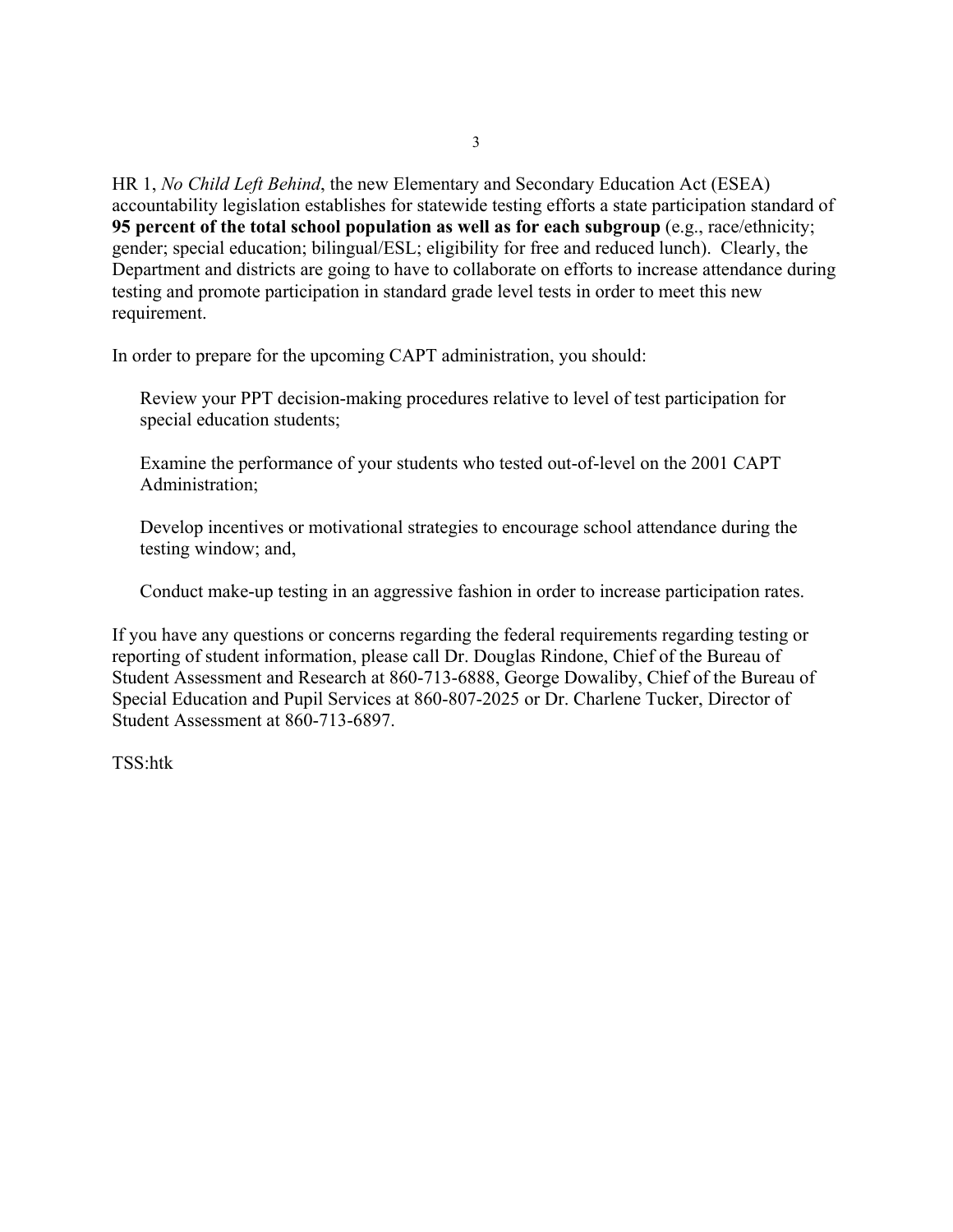HR 1, *No Child Left Behind*, the new Elementary and Secondary Education Act (ESEA) accountability legislation establishes for statewide testing efforts a state participation standard of **95 percent of the total school population as well as for each subgroup** (e.g., race/ethnicity; gender; special education; bilingual/ESL; eligibility for free and reduced lunch). Clearly, the Department and districts are going to have to collaborate on efforts to increase attendance during testing and promote participation in standard grade level tests in order to meet this new requirement.

In order to prepare for the upcoming CAPT administration, you should:

- Review your PPT decision-making procedures relative to level of test participation for special education students;
- Examine the performance of your students who tested out-of-level on the 2001 CAPT Administration;
- Develop incentives or motivational strategies to encourage school attendance during the testing window; and,
- Conduct make-up testing in an aggressive fashion in order to increase participation rates.

If you have any questions or concerns regarding the federal requirements regarding testing or reporting of student information, please call Dr. Douglas Rindone, Chief of the Bureau of Student Assessment and Research at 860-713-6888, George Dowaliby, Chief of the Bureau of Special Education and Pupil Services at 860-807-2025 or Dr. Charlene Tucker, Director of Student Assessment at 860-713-6897.

TSS:htk